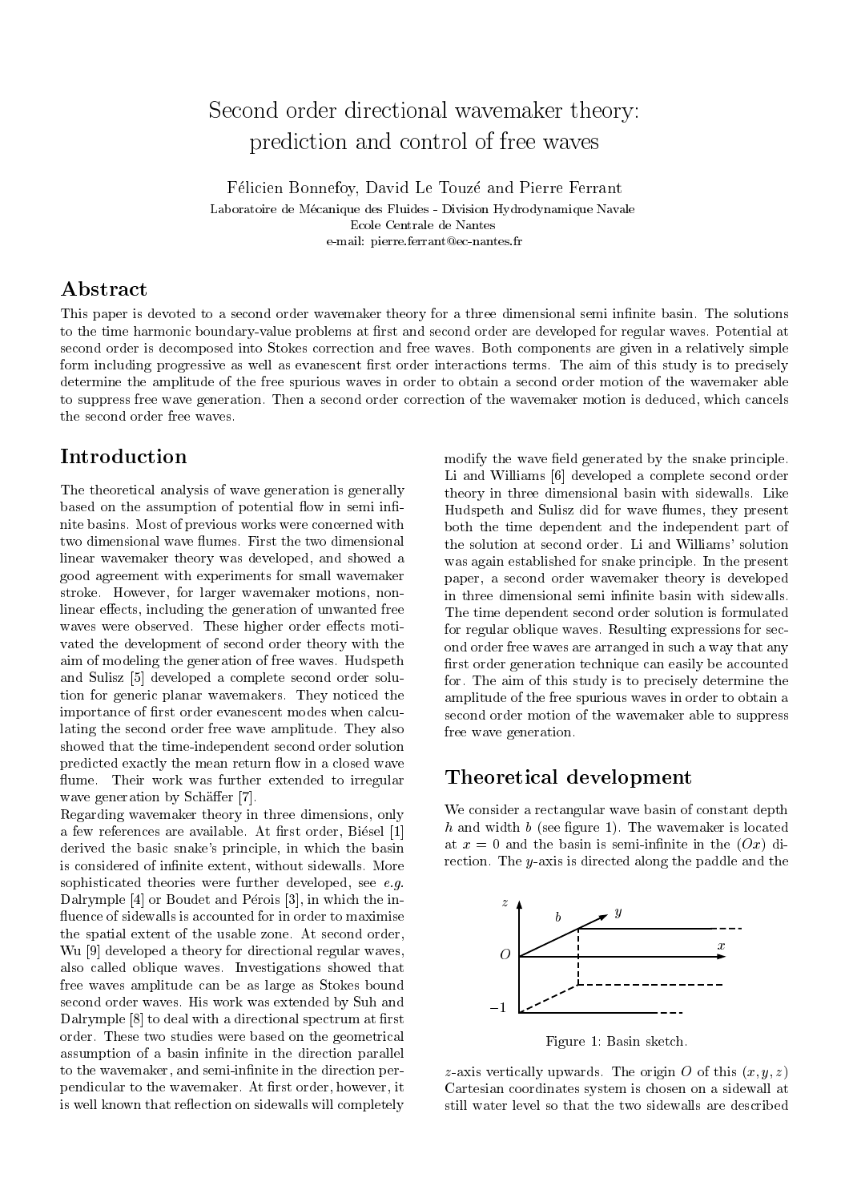# Second order directional wavemaker theory: prediction and control of free waves

Félicien Bonnefoy, David Le Touzé and Pierre Ferrant

Laboratoire de Mécanique des Fluides - Division Hydrodynamique Navale
Ecole Centrale de Nantes
e-mail: pierre.ferrant@ec-nantes.fr

## Abstract

This paper is devoted to a second order wavemaker theory for a three dimensional semi infinite basin. The solutions to the time harmonic boundary-value problems at first and second order are developed for regular waves. Potential at second order is decomposed into Stokes correction and free waves. Both components are given in a relatively simple form including progressive as well as evanescent first order interactions terms. The aim of this study is to precisely determine the amplitude of the free spurious waves in order to obtain a second order motion of the wavemaker able to suppress free wave generation. Then a second order correction of the wavemaker motion is deduced, which cancels the second order free waves.

## Introduction

The theoretical analysis of wave generation is generally based on the assumption of potential flow in semi infinite basins. Most of previous works were concerned with two dimensional wave flumes. First the two dimensional linear wavemaker theory was developed, and showed a good agreement with experiments for small wavemaker stroke. However, for larger wavemaker motions, nonlinear effects, including the generation of unwanted free waves were observed. These higher order effects motivated the development of second order theory with the aim of modeling the generation of free waves. Hudspeth and Sulisz [5] developed a complete second order solution for generic planar wavemakers. They noticed the importance of first order evanescent modes when calculating the second order free wave amplitude. They also showed that the time-independent second order solution predicted exactly the mean return flow in a closed wave flume. Their work was further extended to irregular wave generation by Schäffer [7].

Regarding wavemaker theory in three dimensions, only a few references are available. At first order, Biésel [1] derived the basic snake's principle, in which the basin is considered of infinite extent, without sidewalls. More sophisticated theories were further developed, see *e.g.* Dalrymple [4] or Boudet and Pérois [3], in which the influence of sidewalls is accounted for in order to maximise the spatial extent of the usable zone. At second order, Wu [9] developed a theory for directional regular waves, also called oblique waves. Investigations showed that free waves amplitude can be as large as Stokes bound second order waves. His work was extended by Suh and Dalrymple [8] to deal with a directional spectrum at first order. These two studies were based on the geometrical assumption of a basin infinite in the direction parallel to the wavemaker, and semi-infinite in the direction perpendicular to the wavemaker. At first order, however, it is well known that reflection on sidewalls will completely modify the wave field generated by the snake principle. Li and Williams [6] developed a complete second order theory in three dimensional basin with sidewalls. Like Hudspeth and Sulisz did for wave flumes, they present both the time dependent and the independent part of the solution at second order. Li and Williams' solution was again established for snake principle. In the present paper, a second order wavemaker theory is developed in three dimensional semi infinite basin with sidewalls. The time dependent second order solution is formulated for regular oblique waves. Resulting expressions for second order free waves are arranged in such a way that any first order generation technique can easily be accounted for. The aim of this study is to precisely determine the amplitude of the free spurious waves in order to obtain a second order motion of the wavemaker able to suppress free wave generation.

## Theoretical development

We consider a rectangular wave basin of constant depth $h$ and width $b$ (see figure 1). The wavemaker is located at $x = 0$ and the basin is semi-infinite in the $(Ox)$ direction. The $y$-axis is directed along the paddle and the $z$-axis vertically upwards. The origin $O$ of this $(x, y, z)$ Cartesian coordinates system is chosen on a sidewall at still water level so that the two sidewalls are described

Figure 1: Basin sketch.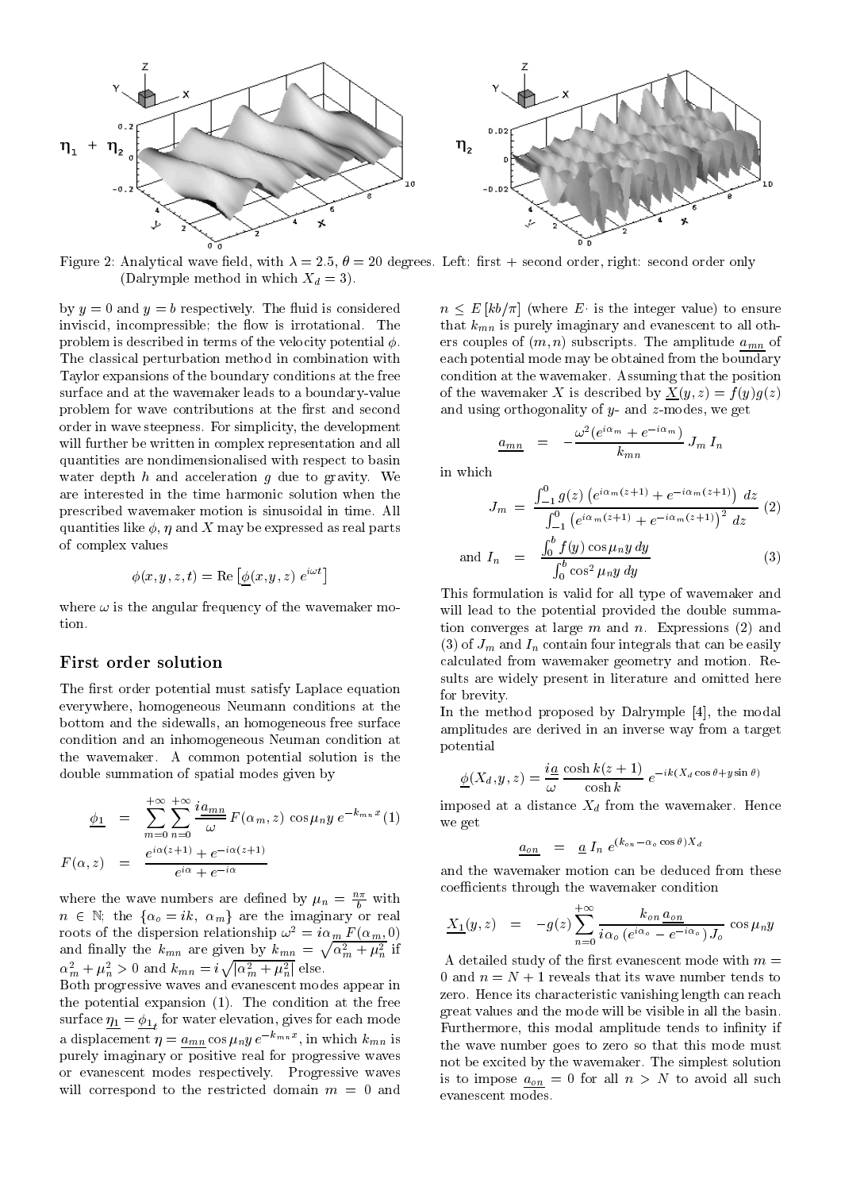Figure 2: Analytical wave field, with $\lambda = 2.5$, $\theta = 20$ degrees. Left: first + second order, right: second order only (Dalrymple method in which $X_d = 3$).

by $y = 0$ and $y = b$ respectively. The fluid is considered inviscid, incompressible; the flow is irrotational. The problem is described in terms of the velocity potential $\phi$. The classical perturbation method in combination with Taylor expansions of the boundary conditions at the free surface and at the wavemaker leads to a boundary-value problem for wave contributions at the first and second order in wave steepness. For simplicity, the development will further be written in complex representation and all quantities are nondimensionalised with respect to basin water depth $h$ and acceleration $g$ due to gravity. We are interested in the time harmonic solution when the prescribed wavemaker motion is sinusoidal in time. All quantities like $\phi$, $\eta$ and $X$ may be expressed as real parts of complex values

$$\phi(x, y, z, t) = \mathrm{Re}\left[\underline{\phi}(x, y, z)\, e^{i\omega t}\right]$$

where $\omega$ is the angular frequency of the wavemaker motion.

## First order solution

The first order potential must satisfy Laplace equation everywhere, homogeneous Neumann conditions at the bottom and the sidewalls, an homogeneous free surface condition and an inhomogeneous Neuman condition at the wavemaker. A common potential solution is the double summation of spatial modes given by

$$\underline{\phi_1} = \sum_{m=0}^{+\infty}\sum_{n=0}^{+\infty} \frac{i\underline{a_{mn}}}{\omega}\, F(\alpha_m, z)\, \cos\mu_n y\, e^{-k_{mn}x} \quad (1)$$

$$F(\alpha, z) = \frac{e^{i\alpha(z+1)} + e^{-i\alpha(z+1)}}{e^{i\alpha} + e^{-i\alpha}}$$

where the wave numbers are defined by $\mu_n = \frac{n\pi}{b}$ with $n \in \mathbb{N}$; the $\{\alpha_o = ik,\ \alpha_m\}$ are the imaginary or real roots of the dispersion relationship $\omega^2 = i\alpha_m F(\alpha_m, 0)$ and finally the $k_{mn}$ are given by $k_{mn} = \sqrt{\alpha_m^2 + \mu_n^2}$ if $\alpha_m^2 + \mu_n^2 > 0$ and $k_{mn} = i\sqrt{|\alpha_m^2 + \mu_n^2|}$ else.

Both progressive waves and evanescent modes appear in the potential expansion (1). The condition at the free surface $\underline{\eta_1} = \underline{\phi_1}_t$ for water elevation, gives for each mode a displacement $\eta = \underline{a_{mn}} \cos\mu_n y\, e^{-k_{mn}x}$, in which $k_{mn}$ is purely imaginary or positive real for progressive waves or evanescent modes respectively. Progressive waves will correspond to the restricted domain $m = 0$ and $n \leq E\left[kb/\pi\right]$ (where $E\cdot$ is the integer value) to ensure that $k_{mn}$ is purely imaginary and evanescent to all others couples of $(m, n)$ subscripts. The amplitude $\underline{a_{mn}}$ of each potential mode may be obtained from the boundary condition at the wavemaker. Assuming that the position of the wavemaker $X$ is described by $\underline{X}(y, z) = f(y)g(z)$ and using orthogonality of $y$- and $z$-modes, we get

$$\underline{a_{mn}} = -\frac{\omega^2(e^{i\alpha_m} + e^{-i\alpha_m})}{k_{mn}}\, J_m\, I_n$$

in which

$$J_m = \frac{\int_{-1}^{0} g(z)\left(e^{i\alpha_m(z+1)} + e^{-i\alpha_m(z+1)}\right)\, dz}{\int_{-1}^{0}\left(e^{i\alpha_m(z+1)} + e^{-i\alpha_m(z+1)}\right)^2\, dz} \quad (2)$$

$$\text{and } I_n = \frac{\int_0^b f(y)\cos\mu_n y\, dy}{\int_0^b \cos^2\mu_n y\, dy} \quad (3)$$

This formulation is valid for all type of wavemaker and will lead to the potential provided the double summation converges at large $m$ and $n$. Expressions (2) and (3) of $J_m$ and $I_n$ contain four integrals that can be easily calculated from wavemaker geometry and motion. Results are widely present in literature and omitted here for brevity.

In the method proposed by Dalrymple [4], the modal amplitudes are derived in an inverse way from a target potential

$$\underline{\phi}(X_d, y, z) = \frac{i\underline{a}}{\omega}\,\frac{\cosh k(z+1)}{\cosh k}\, e^{-ik(X_d\cos\theta + y\sin\theta)}$$

imposed at a distance $X_d$ from the wavemaker. Hence we get

$$\underline{a_{on}} = \underline{a}\, I_n\, e^{(k_{on} - \alpha_o\cos\theta)X_d}$$

and the wavemaker motion can be deduced from these coefficients through the wavemaker condition

$$\underline{X_1}(y, z) = -g(z)\sum_{n=0}^{+\infty} \frac{k_{on}\,\underline{a_{on}}}{i\alpha_o\left(e^{i\alpha_o} - e^{-i\alpha_o}\right)J_o}\, \cos\mu_n y$$

A detailed study of the first evanescent mode with $m = 0$ and $n = N + 1$ reveals that its wave number tends to zero. Hence its characteristic vanishing length can reach great values and the mode will be visible in all the basin. Furthermore, this modal amplitude tends to infinity if the wave number goes to zero so that this mode must not be excited by the wavemaker. The simplest solution is to impose $\underline{a_{on}} = 0$ for all $n > N$ to avoid all such evanescent modes.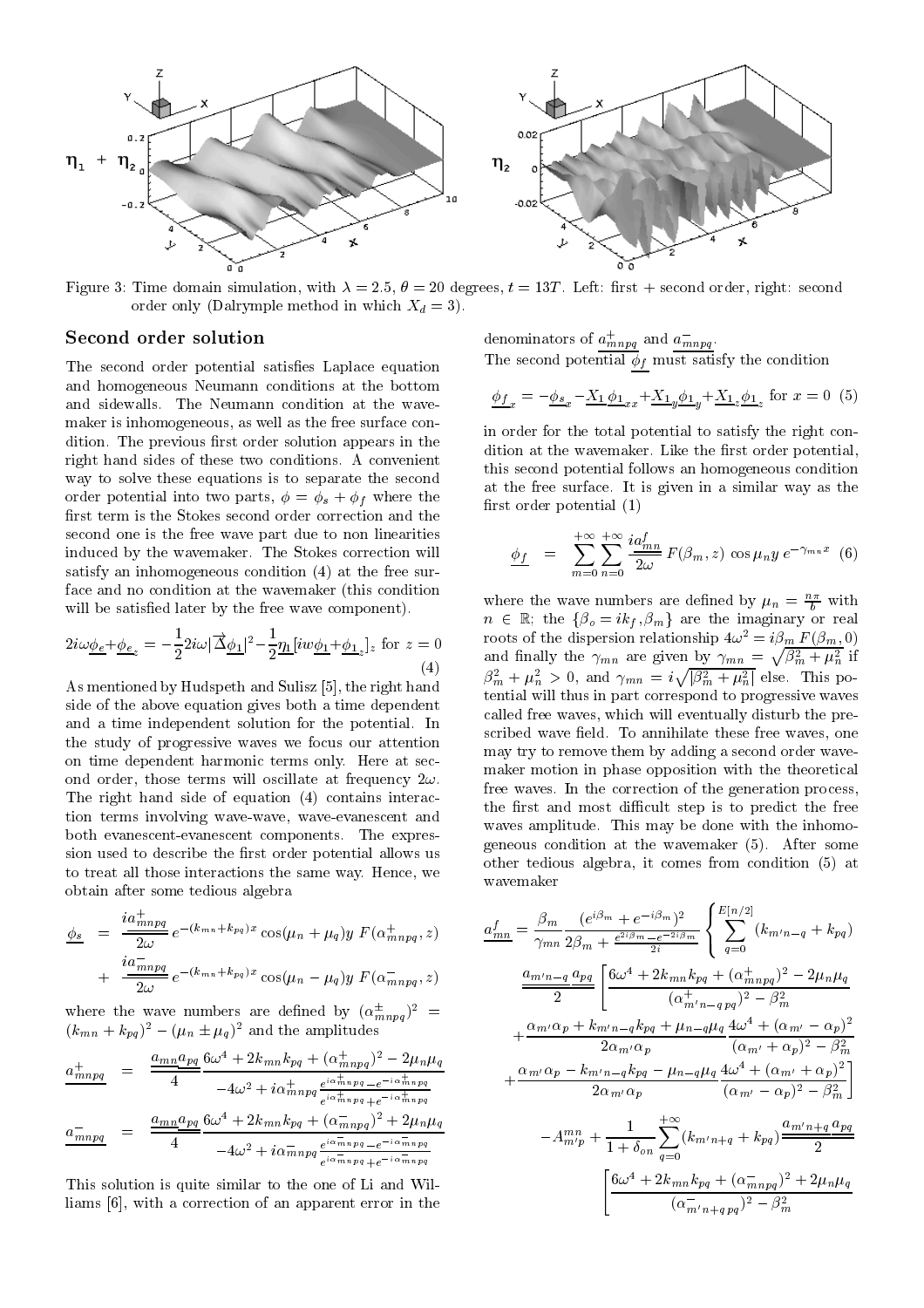Figure 3: Time domain simulation, with $\lambda = 2.5$, $\theta = 20$ degrees, $t = 13T$. Left: first + second order, right: second order only (Dalrymple method in which $X_d = 3$).

## Second order solution

The second order potential satisfies Laplace equation and homogeneous Neumann conditions at the bottom and sidewalls. The Neumann condition at the wavemaker is inhomogeneous, as well as the free surface condition. The previous first order solution appears in the right hand sides of these two conditions. A convenient way to solve these equations is to separate the second order potential into two parts, $\phi = \phi_s + \phi_f$ where the first term is the Stokes second order correction and the second one is the free wave part due to non linearities induced by the wavemaker. The Stokes correction will satisfy an inhomogeneous condition (4) at the free surface and no condition at the wavemaker (this condition will be satisfied later by the free wave component).

$$2i\omega\underline{\phi_e} + \underline{\phi_{e_z}} = -\frac{1}{2}2i\omega|\overrightarrow{\Delta}\underline{\phi_1}|^2 - \frac{1}{2}\underline{\eta_1}[iw\underline{\phi_1} + \underline{\phi_1}_z]_z \text{ for } z = 0 \quad (4)$$

As mentioned by Hudspeth and Sulisz [5], the right hand side of the above equation gives both a time dependent and a time independent solution for the potential. In the study of progressive waves we focus our attention on time dependent harmonic terms only. Here at second order, those terms will oscillate at frequency $2\omega$. The right hand side of equation (4) contains interaction terms involving wave-wave, wave-evanescent and both evanescent-evanescent components. The expression used to describe the first order potential allows us to treat all those interactions the same way. Hence, we obtain after some tedious algebra

$$\begin{aligned}
\underline{\phi_s} &= \frac{i\underline{a^+_{mnpq}}}{2\omega} e^{-(k_{mn}+k_{pq})x} \cos(\mu_n + \mu_q)y \; F(\alpha^+_{mnpq}, z) \\
&+ \frac{i\underline{a^-_{mnpq}}}{2\omega} e^{-(k_{mn}+k_{pq})x} \cos(\mu_n - \mu_q)y \; F(\alpha^-_{mnpq}, z)
\end{aligned}$$

where the wave numbers are defined by $(\alpha^{\pm}_{mnpq})^2 = (k_{mn} + k_{pq})^2 - (\mu_n \pm \mu_q)^2$ and the amplitudes

$$\underline{a^+_{mnpq}} = \frac{\underline{a_{mn}}\underline{a_{pq}}}{4} \frac{6\omega^4 + 2k_{mn}k_{pq} + (\alpha^+_{mnpq})^2 - 2\mu_n\mu_q}{-4\omega^2 + i\alpha^+_{mnpq}\frac{e^{i\alpha^+_{mnpq}} - e^{-i\alpha^+_{mnpq}}}{e^{i\alpha^+_{mnpq}} + e^{-i\alpha^+_{mnpq}}}}$$

$$\underline{a^-_{mnpq}} = \frac{\underline{a_{mn}}\underline{a_{pq}}}{4} \frac{6\omega^4 + 2k_{mn}k_{pq} + (\alpha^-_{mnpq})^2 + 2\mu_n\mu_q}{-4\omega^2 + i\alpha^-_{mnpq}\frac{e^{i\alpha^-_{mnpq}} - e^{-i\alpha^-_{mnpq}}}{e^{i\alpha^-_{mnpq}} + e^{-i\alpha^-_{mnpq}}}}$$

This solution is quite similar to the one of Li and Williams [6], with a correction of an apparent error in the denominators of $\underline{a^+_{mnpq}}$ and $\underline{a^-_{mnpq}}$.

The second potential $\underline{\phi_f}$ must satisfy the condition

$$\underline{\phi_f}_x = -\underline{\phi_s}_x - \underline{X_1}\,\underline{\phi_1}_{xx} + \underline{X_1}_y\underline{\phi_1}_y + \underline{X_1}_z\underline{\phi_1}_z \text{ for } x = 0 \quad (5)$$

in order for the total potential to satisfy the right condition at the wavemaker. Like the first order potential, this second potential follows an homogeneous condition at the free surface. It is given in a similar way as the first order potential (1)

$$\underline{\phi_f} = \sum_{m=0}^{+\infty}\sum_{n=0}^{+\infty} \frac{i\underline{a^f_{mn}}}{2\omega} F(\beta_m, z) \cos\mu_n y \; e^{-\gamma_{mn}x} \quad (6)$$

where the wave numbers are defined by $\mu_n = \frac{n\pi}{b}$ with $n \in \mathbb{R}$; the $\{\beta_o = ik_f, \beta_m\}$ are the imaginary or real roots of the dispersion relationship $4\omega^2 = i\beta_m F(\beta_m, 0)$ and finally the $\gamma_{mn}$ are given by $\gamma_{mn} = \sqrt{\beta_m^2 + \mu_n^2}$ if $\beta_m^2 + \mu_n^2 > 0$, and $\gamma_{mn} = i\sqrt{|\beta_m^2 + \mu_n^2|}$ else. This potential will thus in part correspond to progressive waves called free waves, which will eventually disturb the prescribed wave field. To annihilate these free waves, one may try to remove them by adding a second order wavemaker motion in phase opposition with the theoretical free waves. In the correction of the generation process, the first and most difficult step is to predict the free waves amplitude. This may be done with the inhomogeneous condition at the wavemaker (5). After some other tedious algebra, it comes from condition (5) at wavemaker

$$\begin{aligned}
\underline{a^f_{mn}} = \frac{\beta_m}{\gamma_{mn}} \frac{(e^{i\beta_m} + e^{-i\beta_m})^2}{2\beta_m + \frac{e^{2i\beta_m} - e^{-2i\beta_m}}{2i}} \Bigg\{ &\sum_{q=0}^{E[n/2]} (k_{m'n-q} + k_{pq}) \\
&\frac{\underline{a_{m'n-q}}\,\underline{a_{pq}}}{2} \Bigg[ \frac{6\omega^4 + 2k_{mn}k_{pq} + (\alpha^+_{mnpq})^2 - 2\mu_n\mu_q}{(\alpha^+_{m'n-q\,pq})^2 - \beta_m^2} \\
&+ \frac{\alpha_{m'}\alpha_p + k_{m'n-q}k_{pq} + \mu_{n-q}\mu_q}{2\alpha_{m'}\alpha_p} \frac{4\omega^4 + (\alpha_{m'} - \alpha_p)^2}{(\alpha_{m'} + \alpha_p)^2 - \beta_m^2} \\
&+ \frac{\alpha_{m'}\alpha_p - k_{m'n-q}k_{pq} - \mu_{n-q}\mu_q}{2\alpha_{m'}\alpha_p} \frac{4\omega^4 + (\alpha_{m'} + \alpha_p)^2}{(\alpha_{m'} - \alpha_p)^2 - \beta_m^2} \Bigg] \\
&- A^{mn}_{m'p} + \frac{1}{1 + \delta_{on}} \sum_{q=0}^{+\infty} (k_{m'n+q} + k_{pq}) \frac{\underline{a_{m'n+q}}\,\underline{a_{pq}}}{2} \\
&\Bigg[ \frac{6\omega^4 + 2k_{mn}k_{pq} + (\alpha^-_{mnpq})^2 + 2\mu_n\mu_q}{(\alpha^-_{m'n+q\,pq})^2 - \beta_m^2}
\end{aligned}$$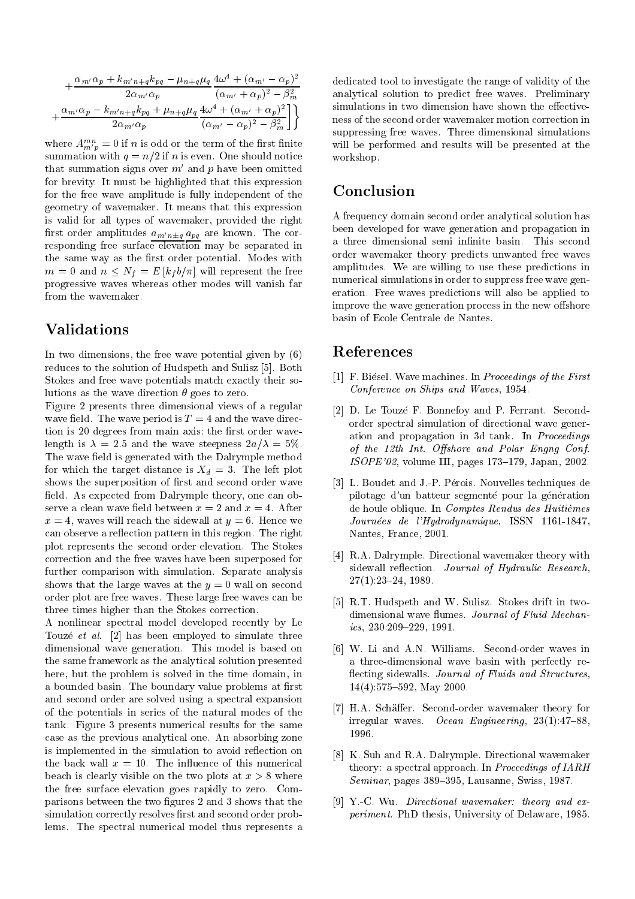$$+\frac{\alpha_{m'}\alpha_p + k_{m'n+q}k_{pq} - \mu_{n+q}\mu_q}{2\alpha_{m'}\alpha_p}\frac{4\omega^4 + (\alpha_{m'} - \alpha_p)^2}{(\alpha_{m'} + \alpha_p)^2 - \beta_m^2}$$

$$+\frac{\alpha_{m'}\alpha_p - k_{m'n+q}k_{pq} + \mu_{n+q}\mu_q}{2\alpha_{m'}\alpha_p}\frac{4\omega^4 + (\alpha_{m'} + \alpha_p)^2}{(\alpha_{m'} - \alpha_p)^2 - \beta_m^2}\Bigg]\Bigg\}$$

where $A^{mn}_{m'p} = 0$ if $n$ is odd or the term of the first finite summation with $q = n/2$ if $n$ is even. One should notice that summation signs over $m'$ and $p$ have been omitted for brevity. It must be highlighted that this expression for the free wave amplitude is fully independent of the geometry of wavemaker. It means that this expression is valid for all types of wavemaker, provided the right first order amplitudes $\overline{a_{m'n\pm q}\, a_{pq}}$ are known. The corresponding free surface elevation may be separated in the same way as the first order potential. Modes with $m = 0$ and $n \leq N_f = E\left[k_f b/\pi\right]$ will represent the free progressive waves whereas other modes will vanish far from the wavemaker.

## Validations

In two dimensions, the free wave potential given by (6) reduces to the solution of Hudspeth and Sulisz [5]. Both Stokes and free wave potentials match exactly their solutions as the wave direction $\theta$ goes to zero.

Figure 2 presents three dimensional views of a regular wave field. The wave period is $T = 4$ and the wave direction is 20 degrees from main axis; the first order wavelength is $\lambda = 2.5$ and the wave steepness $2a/\lambda = 5\%$. The wave field is generated with the Dalrymple method for which the target distance is $X_d = 3$. The left plot shows the superposition of first and second order wave field. As expected from Dalrymple theory, one can observe a clean wave field between $x = 2$ and $x = 4$. After $x = 4$, waves will reach the sidewall at $y = 6$. Hence we can observe a reflection pattern in this region. The right plot represents the second order elevation. The Stokes correction and the free waves have been superposed for further comparison with simulation. Separate analysis shows that the large waves at the $y = 0$ wall on second order plot are free waves. These large free waves can be three times higher than the Stokes correction.

A nonlinear spectral model developed recently by Le Touzé *et al.* [2] has been employed to simulate three dimensional wave generation. This model is based on the same framework as the analytical solution presented here, but the problem is solved in the time domain, in a bounded basin. The boundary value problems at first and second order are solved using a spectral expansion of the potentials in series of the natural modes of the tank. Figure 3 presents numerical results for the same case as the previous analytical one. An absorbing zone is implemented in the simulation to avoid reflection on the back wall $x = 10$. The influence of this numerical beach is clearly visible on the two plots at $x > 8$ where the free surface elevation goes rapidly to zero. Comparisons between the two figures 2 and 3 shows that the simulation correctly resolves first and second order problems. The spectral numerical model thus represents a dedicated tool to investigate the range of validity of the analytical solution to predict free waves. Preliminary simulations in two dimension have shown the effectiveness of the second order wavemaker motion correction in suppressing free waves. Three dimensional simulations will be performed and results will be presented at the workshop.

## Conclusion

A frequency domain second order analytical solution has been developed for wave generation and propagation in a three dimensional semi infinite basin. This second order wavemaker theory predicts unwanted free waves amplitudes. We are willing to use these predictions in numerical simulations in order to suppress free wave generation. Free waves predictions will also be applied to improve the wave generation process in the new offshore basin of Ecole Centrale de Nantes.

## References

[1] F. Biésel. Wave machines. In *Proceedings of the First Conference on Ships and Waves*, 1954.

[2] D. Le Touzé F. Bonnefoy and P. Ferrant. Second-order spectral simulation of directional wave generation and propagation in 3d tank. In *Proceedings of the 12th Int. Offshore and Polar Engng Conf. ISOPE'02*, volume III, pages 173–179, Japan, 2002.

[3] L. Boudet and J.-P. Pérois. Nouvelles techniques de pilotage d'un batteur segmenté pour la génération de houle oblique. In *Comptes Rendus des Huitièmes Journées de l'Hydrodynamique*, ISSN 1161-1847, Nantes, France, 2001.

[4] R.A. Dalrymple. Directional wavemaker theory with sidewall reflection. *Journal of Hydraulic Research*, 27(1):23–24, 1989.

[5] R.T. Hudspeth and W. Sulisz. Stokes drift in two-dimensional wave flumes. *Journal of Fluid Mechanics*, 230:209–229, 1991.

[6] W. Li and A.N. Williams. Second-order waves in a three-dimensional wave basin with perfectly reflecting sidewalls. *Journal of Fluids and Structures*, 14(4):575–592, May 2000.

[7] H.A. Schäffer. Second-order wavemaker theory for irregular waves. *Ocean Engineering*, 23(1):47–88, 1996.

[8] K. Suh and R.A. Dalrymple. Directional wavemaker theory: a spectral approach. In *Proceedings of IARH Seminar*, pages 389–395, Lausanne, Swiss, 1987.

[9] Y.-C. Wu. *Directional wavemaker: theory and experiment.* PhD thesis, University of Delaware, 1985.